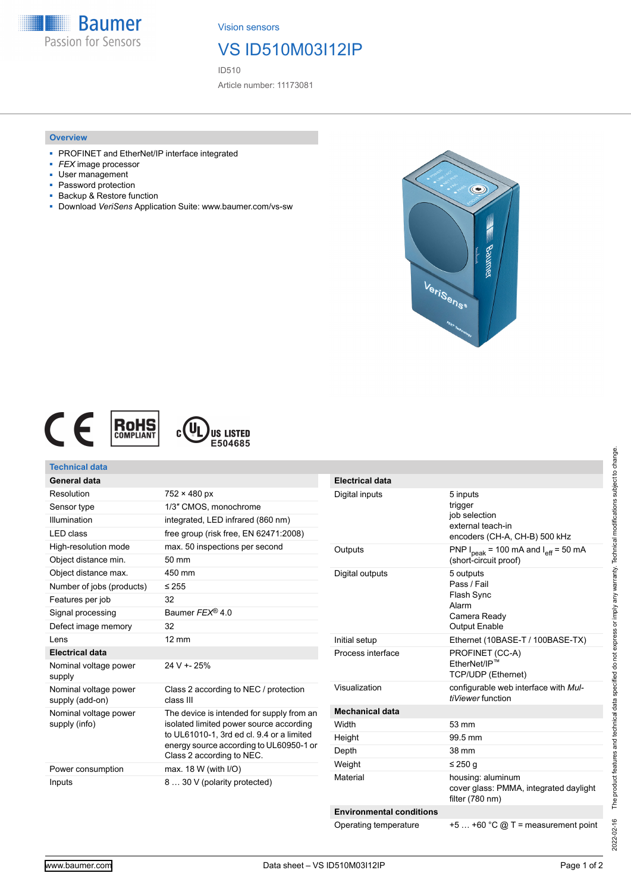Vision sensors

# VS ID510M03I12IP

ID510

Article number: 11173081

## Overview

- PROFINET and EtherNet/IP interface integrated
- *FEX* image processor
- User management
- Password protection
- Backup & Restore function
- Download *VeriSens* Application Suite: www.baumer.com/vs-sw

## Technical data

| **General data** | |
|---|---|
| Resolution | 752 × 480 px |
| Sensor type | 1/3″ CMOS, monochrome |
| Illumination | integrated, LED infrared (860 nm) |
| LED class | free group (risk free, EN 62471:2008) |
| High-resolution mode | max. 50 inspections per second |
| Object distance min. | 50 mm |
| Object distance max. | 450 mm |
| Number of jobs (products) | ≤ 255 |
| Features per job | 32 |
| Signal processing | Baumer *FEX*® 4.0 |
| Defect image memory | 32 |
| Lens | 12 mm |
| **Electrical data** | |
| Nominal voltage power supply | 24 V +- 25% |
| Nominal voltage power supply (add-on) | Class 2 according to NEC / protection class III |
| Nominal voltage power supply (info) | The device is intended for supply from an isolated limited power source according to UL61010-1, 3rd ed cl. 9.4 or a limited energy source according to UL60950-1 or Class 2 according to NEC. |
| Power consumption | max. 18 W (with I/O) |
| Inputs | 8 … 30 V (polarity protected) |

| **Electrical data** | |
|---|---|
| Digital inputs | 5 inputs<br>trigger<br>job selection<br>external teach-in<br>encoders (CH-A, CH-B) 500 kHz |
| Outputs | PNP $I_{peak}$ = 100 mA and $I_{eff}$ = 50 mA (short-circuit proof) |
| Digital outputs | 5 outputs<br>Pass / Fail<br>Flash Sync<br>Alarm<br>Camera Ready<br>Output Enable |
| Initial setup | Ethernet (10BASE-T / 100BASE-TX) |
| Process interface | PROFINET (CC-A)<br>EtherNet/IP™<br>TCP/UDP (Ethernet) |
| Visualization | configurable web interface with *MultiViewer* function |
| **Mechanical data** | |
| Width | 53 mm |
| Height | 99.5 mm |
| Depth | 38 mm |
| Weight | ≤ 250 g |
| Material | housing: aluminum<br>cover glass: PMMA, integrated daylight filter (780 nm) |
| **Environmental conditions** | |
| Operating temperature | +5 … +60 °C @ T = measurement point |

The product features and technical data specified do not express or imply any warranty. Technical modifications subject to change.

2022-02-16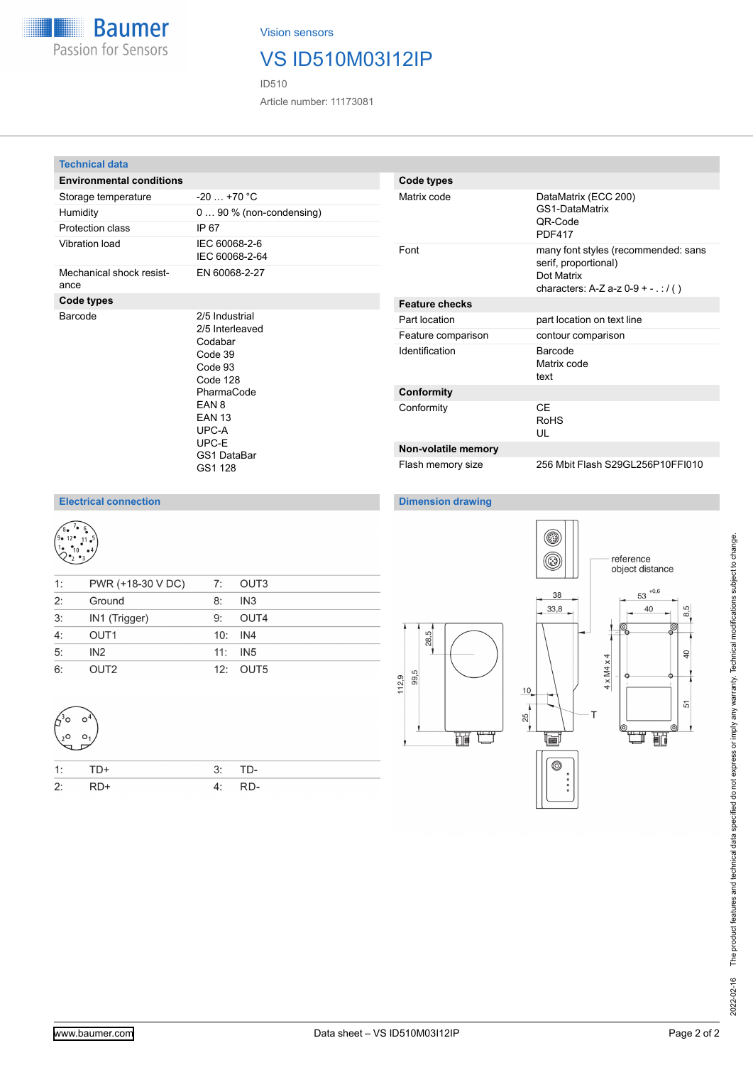Vision sensors

# VS ID510M03I12IP

ID510

Article number: 11173081

## Technical data

| Environmental conditions | |
|---|---|
| Storage temperature | -20 … +70 °C |
| Humidity | 0 … 90 % (non-condensing) |
| Protection class | IP 67 |
| Vibration load | IEC 60068-2-6<br>IEC 60068-2-64 |
| Mechanical shock resistance | EN 60068-2-27 |

| Code types | |
|---|---|
| Barcode | 2/5 Industrial<br>2/5 Interleaved<br>Codabar<br>Code 39<br>Code 93<br>Code 128<br>PharmaCode<br>EAN 8<br>EAN 13<br>UPC-A<br>UPC-E<br>GS1 DataBar<br>GS1 128 |
| Matrix code | DataMatrix (ECC 200)<br>GS1-DataMatrix<br>QR-Code<br>PDF417 |
| Font | many font styles (recommended: sans serif, proportional)<br>Dot Matrix<br>characters: A-Z a-z 0-9 + - . : / ( ) |

| Feature checks | |
|---|---|
| Part location | part location on text line |
| Feature comparison | contour comparison |
| Identification | Barcode<br>Matrix code<br>text |

| Conformity | |
|---|---|
| Conformity | CE<br>RoHS<br>UL |

| Non-volatile memory | |
|---|---|
| Flash memory size | 256 Mbit Flash S29GL256P10FFI010 |

## Electrical connection

| | | | |
|---|---|---|---|
| 1: | PWR (+18-30 V DC) | 7: | OUT3 |
| 2: | Ground | 8: | IN3 |
| 3: | IN1 (Trigger) | 9: | OUT4 |
| 4: | OUT1 | 10: | IN4 |
| 5: | IN2 | 11: | IN5 |
| 6: | OUT2 | 12: | OUT5 |

| | | | |
|---|---|---|---|
| 1: | TD+ | 3: | TD- |
| 2: | RD+ | 4: | RD- |

## Dimension drawing

reference object distance

38
33,8
53 +0,6
40
8,5
40
51
4 x M4 x 4
112,9
99,5
28,5
10
25
T

The product features and technical data specified do not express or imply any warranty. Technical modifications subject to change.

2022-02-16